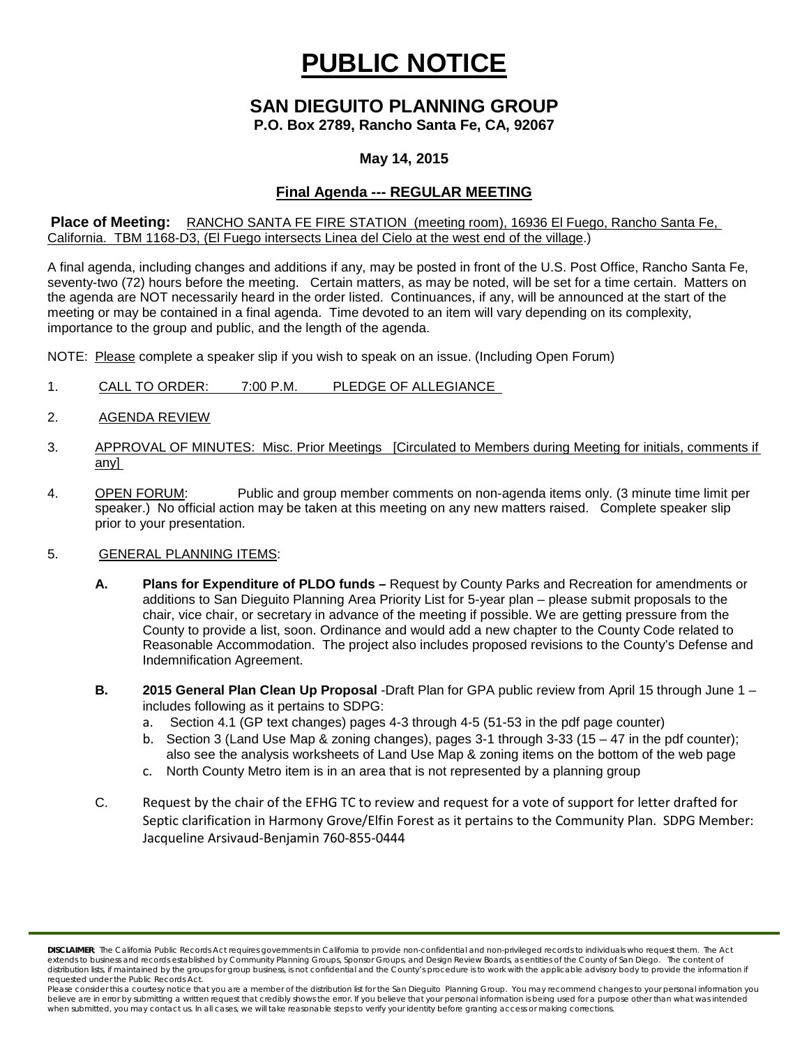# PUBLIC NOTICE

## SAN DIEGUITO PLANNING GROUP

**P.O. Box 2789, Rancho Santa Fe, CA, 92067**

**May 14, 2015**

**Final Agenda --- REGULAR MEETING**

**Place of Meeting:** RANCHO SANTA FE FIRE STATION (meeting room), 16936 El Fuego, Rancho Santa Fe, California. TBM 1168-D3, (El Fuego intersects Linea del Cielo at the west end of the village.)

A final agenda, including changes and additions if any, may be posted in front of the U.S. Post Office, Rancho Santa Fe, seventy-two (72) hours before the meeting. Certain matters, as may be noted, will be set for a time certain. Matters on the agenda are NOT necessarily heard in the order listed. Continuances, if any, will be announced at the start of the meeting or may be contained in a final agenda. Time devoted to an item will vary depending on its complexity, importance to the group and public, and the length of the agenda.

NOTE: Please complete a speaker slip if you wish to speak on an issue. (Including Open Forum)

1. CALL TO ORDER: 7:00 P.M. PLEDGE OF ALLEGIANCE
2. AGENDA REVIEW
3. APPROVAL OF MINUTES: Misc. Prior Meetings [Circulated to Members during Meeting for initials, comments if any]
4. OPEN FORUM: Public and group member comments on non-agenda items only. (3 minute time limit per speaker.) No official action may be taken at this meeting on any new matters raised. Complete speaker slip prior to your presentation.
5. GENERAL PLANNING ITEMS:

   **A. Plans for Expenditure of PLDO funds –** Request by County Parks and Recreation for amendments or additions to San Dieguito Planning Area Priority List for 5-year plan – please submit proposals to the chair, vice chair, or secretary in advance of the meeting if possible. We are getting pressure from the County to provide a list, soon. Ordinance and would add a new chapter to the County Code related to Reasonable Accommodation. The project also includes proposed revisions to the County's Defense and Indemnification Agreement.

   **B. 2015 General Plan Clean Up Proposal** -Draft Plan for GPA public review from April 15 through June 1 – includes following as it pertains to SDPG:
      a. Section 4.1 (GP text changes) pages 4-3 through 4-5 (51-53 in the pdf page counter)
      b. Section 3 (Land Use Map & zoning changes), pages 3-1 through 3-33 (15 – 47 in the pdf counter); also see the analysis worksheets of Land Use Map & zoning items on the bottom of the web page
      c. North County Metro item is in an area that is not represented by a planning group

   C. Request by the chair of the EFHG TC to review and request for a vote of support for letter drafted for Septic clarification in Harmony Grove/Elfin Forest as it pertains to the Community Plan. SDPG Member: Jacqueline Arsivaud-Benjamin 760-855-0444

**DISCLAIMER**; The California Public Records Act requires governments in California to provide non-confidential and non-privileged records to individuals who request them. The Act extends to business and records established by Community Planning Groups, Sponsor Groups, and Design Review Boards, as entities of the County of San Diego. The content of distribution lists, if maintained by the groups for group business, is not confidential and the County's procedure is to work with the applicable advisory body to provide the information if requested under the Public Records Act.

Please consider this a courtesy notice that you are a member of the distribution list for the San Dieguito Planning Group. You may recommend changes to your personal information you believe are in error by submitting a written request that credibly shows the error. If you believe that your personal information is being used for a purpose other than what was intended when submitted, you may contact us. In all cases, we will take reasonable steps to verify your identity before granting access or making corrections.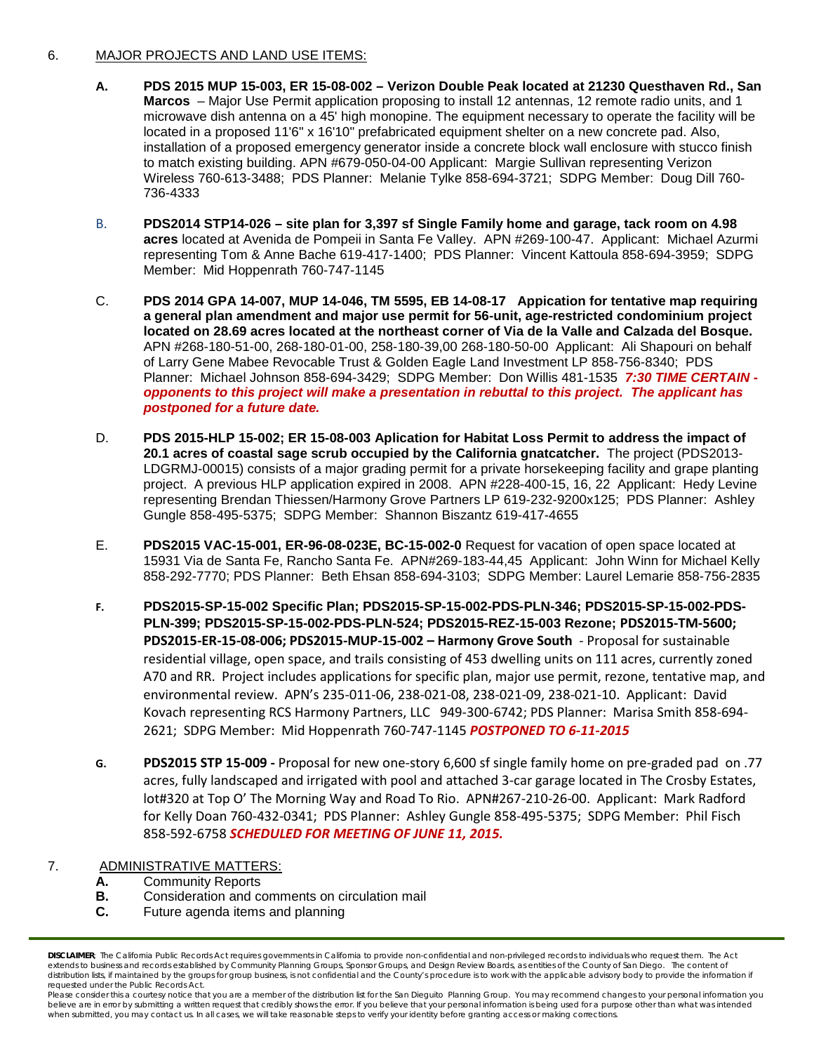6. MAJOR PROJECTS AND LAND USE ITEMS:

**A. PDS 2015 MUP 15-003, ER 15-08-002 – Verizon Double Peak located at 21230 Questhaven Rd., San Marcos** – Major Use Permit application proposing to install 12 antennas, 12 remote radio units, and 1 microwave dish antenna on a 45' high monopine. The equipment necessary to operate the facility will be located in a proposed 11'6" x 16'10" prefabricated equipment shelter on a new concrete pad. Also, installation of a proposed emergency generator inside a concrete block wall enclosure with stucco finish to match existing building. APN #679-050-04-00 Applicant: Margie Sullivan representing Verizon Wireless 760-613-3488; PDS Planner: Melanie Tylke 858-694-3721; SDPG Member: Doug Dill 760-736-4333

B. **PDS2014 STP14-026 – site plan for 3,397 sf Single Family home and garage, tack room on 4.98 acres** located at Avenida de Pompeii in Santa Fe Valley. APN #269-100-47. Applicant: Michael Azurmi representing Tom & Anne Bache 619-417-1400; PDS Planner: Vincent Kattoula 858-694-3959; SDPG Member: Mid Hoppenrath 760-747-1145

C. **PDS 2014 GPA 14-007, MUP 14-046, TM 5595, EB 14-08-17 Appication for tentative map requiring a general plan amendment and major use permit for 56-unit, age-restricted condominium project located on 28.69 acres located at the northeast corner of Via de la Valle and Calzada del Bosque.** APN #268-180-51-00, 268-180-01-00, 258-180-39,00 268-180-50-00 Applicant: Ali Shapouri on behalf of Larry Gene Mabee Revocable Trust & Golden Eagle Land Investment LP 858-756-8340; PDS Planner: Michael Johnson 858-694-3429; SDPG Member: Don Willis 481-1535 ***7:30 TIME CERTAIN - opponents to this project will make a presentation in rebuttal to this project. The applicant has postponed for a future date.***

D. **PDS 2015-HLP 15-002; ER 15-08-003 Aplication for Habitat Loss Permit to address the impact of 20.1 acres of coastal sage scrub occupied by the California gnatcatcher.** The project (PDS2013-LDGRMJ-00015) consists of a major grading permit for a private horsekeeping facility and grape planting project. A previous HLP application expired in 2008. APN #228-400-15, 16, 22 Applicant: Hedy Levine representing Brendan Thiessen/Harmony Grove Partners LP 619-232-9200x125; PDS Planner: Ashley Gungle 858-495-5375; SDPG Member: Shannon Biszantz 619-417-4655

E. **PDS2015 VAC-15-001, ER-96-08-023E, BC-15-002-0** Request for vacation of open space located at 15931 Via de Santa Fe, Rancho Santa Fe. APN#269-183-44,45 Applicant: John Winn for Michael Kelly 858-292-7770; PDS Planner: Beth Ehsan 858-694-3103; SDPG Member: Laurel Lemarie 858-756-2835

**F. PDS2015-SP-15-002 Specific Plan; PDS2015-SP-15-002-PDS-PLN-346; PDS2015-SP-15-002-PDS-PLN-399; PDS2015-SP-15-002-PDS-PLN-524; PDS2015-REZ-15-003 Rezone; PDS2015-TM-5600; PDS2015-ER-15-08-006; PDS2015-MUP-15-002 – Harmony Grove South** - Proposal for sustainable residential village, open space, and trails consisting of 453 dwelling units on 111 acres, currently zoned A70 and RR. Project includes applications for specific plan, major use permit, rezone, tentative map, and environmental review. APN's 235-011-06, 238-021-08, 238-021-09, 238-021-10. Applicant: David Kovach representing RCS Harmony Partners, LLC 949-300-6742; PDS Planner: Marisa Smith 858-694-2621; SDPG Member: Mid Hoppenrath 760-747-1145 ***POSTPONED TO 6-11-2015***

**G. PDS2015 STP 15-009 -** Proposal for new one-story 6,600 sf single family home on pre-graded pad on .77 acres, fully landscaped and irrigated with pool and attached 3-car garage located in The Crosby Estates, lot#320 at Top O' The Morning Way and Road To Rio. APN#267-210-26-00. Applicant: Mark Radford for Kelly Doan 760-432-0341; PDS Planner: Ashley Gungle 858-495-5375; SDPG Member: Phil Fisch 858-592-6758 ***SCHEDULED FOR MEETING OF JUNE 11, 2015.***

7. ADMINISTRATIVE MATTERS:

**A.** Community Reports
**B.** Consideration and comments on circulation mail
**C.** Future agenda items and planning

---

**DISCLAIMER**: The California Public Records Act requires governments in California to provide non-confidential and non-privileged records to individuals who request them. The Act extends to business and records established by Community Planning Groups, Sponsor Groups, and Design Review Boards, as entities of the County of San Diego. The content of distribution lists, if maintained by the groups for group business, is not confidential and the County's procedure is to work with the applicable advisory body to provide the information if requested under the Public Records Act.
Please consider this a courtesy notice that you are a member of the distribution list for the San Dieguito Planning Group. You may recommend changes to your personal information you believe are in error by submitting a written request that credibly shows the error. If you believe that your personal information is being used for a purpose other than what was intended when submitted, you may contact us. In all cases, we will take reasonable steps to verify your identity before granting access or making corrections.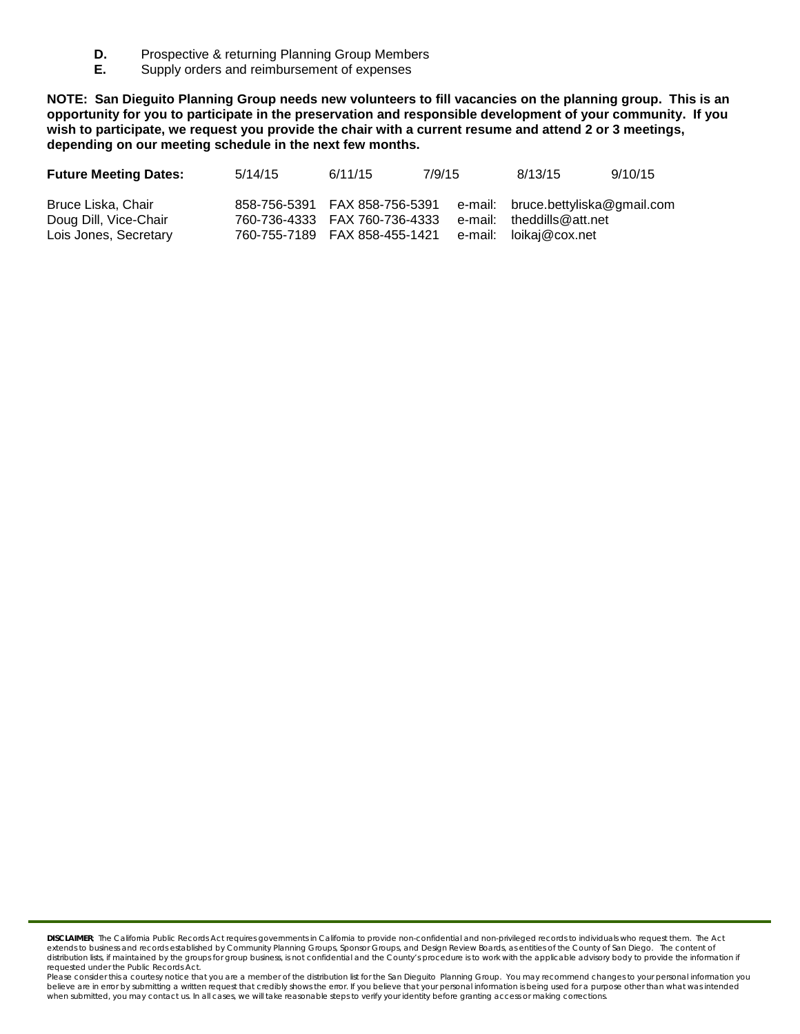**D.** Prospective & returning Planning Group Members

**E.** Supply orders and reimbursement of expenses

**NOTE: San Dieguito Planning Group needs new volunteers to fill vacancies on the planning group. This is an opportunity for you to participate in the preservation and responsible development of your community. If you wish to participate, we request you provide the chair with a current resume and attend 2 or 3 meetings, depending on our meeting schedule in the next few months.**

| | | | | | |
|---|---|---|---|---|---|
| **Future Meeting Dates:** | 5/14/15 | 6/11/15 | 7/9/15 | 8/13/15 | 9/10/15 |

| | | | |
|---|---|---|---|
| Bruce Liska, Chair | 858-756-5391 | FAX 858-756-5391 | e-mail: bruce.bettyliska@gmail.com |
| Doug Dill, Vice-Chair | 760-736-4333 | FAX 760-736-4333 | e-mail: theddills@att.net |
| Lois Jones, Secretary | 760-755-7189 | FAX 858-455-1421 | e-mail: loikaj@cox.net |

**DISCLAIMER**; The California Public Records Act requires governments in California to provide non-confidential and non-privileged records to individuals who request them. The Act extends to business and records established by Community Planning Groups, Sponsor Groups, and Design Review Boards, as entities of the County of San Diego. The content of distribution lists, if maintained by the groups for group business, is not confidential and the County's procedure is to work with the applicable advisory body to provide the information if requested under the Public Records Act.

Please consider this a courtesy notice that you are a member of the distribution list for the San Dieguito Planning Group. You may recommend changes to your personal information you believe are in error by submitting a written request that credibly shows the error. If you believe that your personal information is being used for a purpose other than what was intended when submitted, you may contact us. In all cases, we will take reasonable steps to verify your identity before granting access or making corrections.